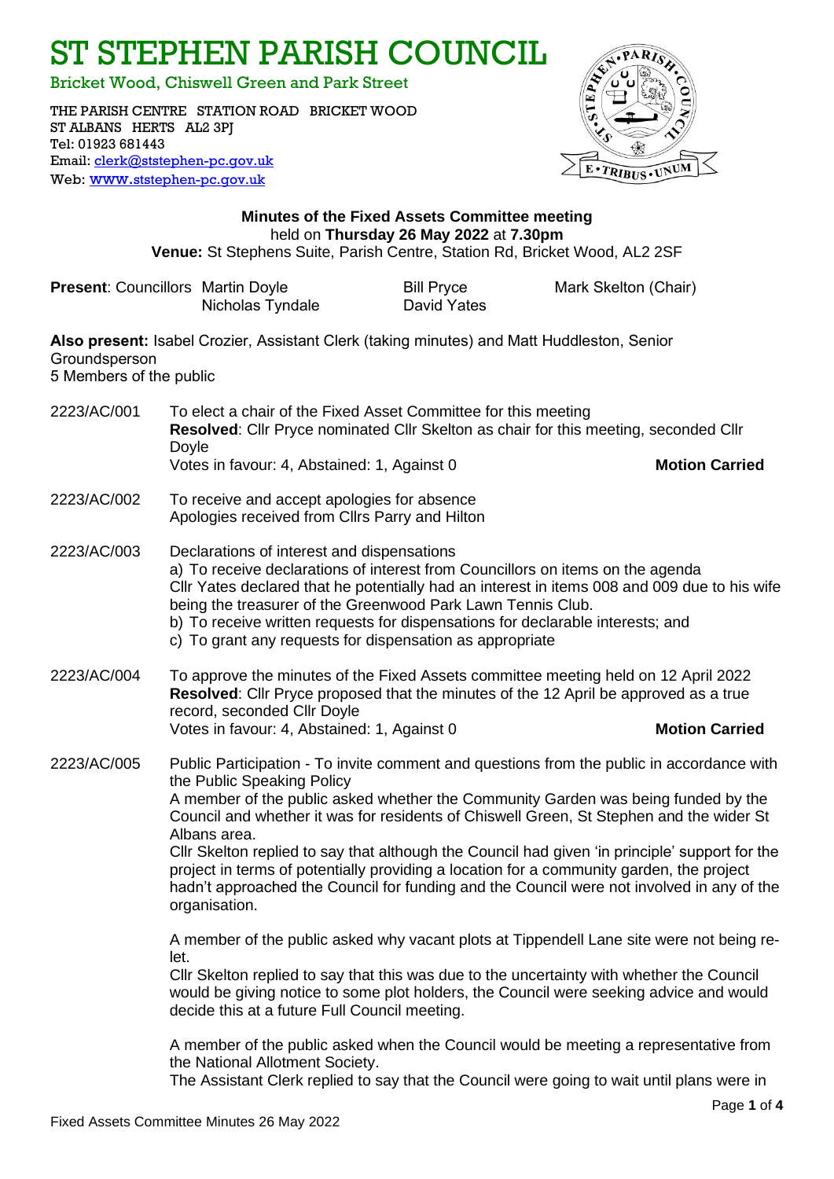# ST STEPHEN PARISH COUNCIL

Bricket Wood, Chiswell Green and Park Street

THE PARISH CENTRE STATION ROAD BRICKET WOOD
ST ALBANS HERTS AL2 3PJ
Tel: 01923 681443
Email: clerk@ststephen-pc.gov.uk
Web: www.ststephen-pc.gov.uk

**Minutes of the Fixed Assets Committee meeting**
held on **Thursday 26 May 2022** at **7.30pm**
**Venue:** St Stephens Suite, Parish Centre, Station Rd, Bricket Wood, AL2 2SF

**Present**: Councillors Martin Doyle, Bill Pryce, Mark Skelton (Chair), Nicholas Tyndale, David Yates

**Also present:** Isabel Crozier, Assistant Clerk (taking minutes) and Matt Huddleston, Senior Groundsperson
5 Members of the public

**2223/AC/001** To elect a chair of the Fixed Asset Committee for this meeting
**Resolved**: Cllr Pryce nominated Cllr Skelton as chair for this meeting, seconded Cllr Doyle
Votes in favour: 4, Abstained: 1, Against 0 **Motion Carried**

**2223/AC/002** To receive and accept apologies for absence
Apologies received from Cllrs Parry and Hilton

**2223/AC/003** Declarations of interest and dispensations
a) To receive declarations of interest from Councillors on items on the agenda
Cllr Yates declared that he potentially had an interest in items 008 and 009 due to his wife being the treasurer of the Greenwood Park Lawn Tennis Club.
b) To receive written requests for dispensations for declarable interests; and
c) To grant any requests for dispensation as appropriate

**2223/AC/004** To approve the minutes of the Fixed Assets committee meeting held on 12 April 2022
**Resolved**: Cllr Pryce proposed that the minutes of the 12 April be approved as a true record, seconded Cllr Doyle
Votes in favour: 4, Abstained: 1, Against 0 **Motion Carried**

**2223/AC/005** Public Participation - To invite comment and questions from the public in accordance with the Public Speaking Policy
A member of the public asked whether the Community Garden was being funded by the Council and whether it was for residents of Chiswell Green, St Stephen and the wider St Albans area.
Cllr Skelton replied to say that although the Council had given 'in principle' support for the project in terms of potentially providing a location for a community garden, the project hadn't approached the Council for funding and the Council were not involved in any of the organisation.

A member of the public asked why vacant plots at Tippendell Lane site were not being re-let.
Cllr Skelton replied to say that this was due to the uncertainty with whether the Council would be giving notice to some plot holders, the Council were seeking advice and would decide this at a future Full Council meeting.

A member of the public asked when the Council would be meeting a representative from the National Allotment Society.
The Assistant Clerk replied to say that the Council were going to wait until plans were in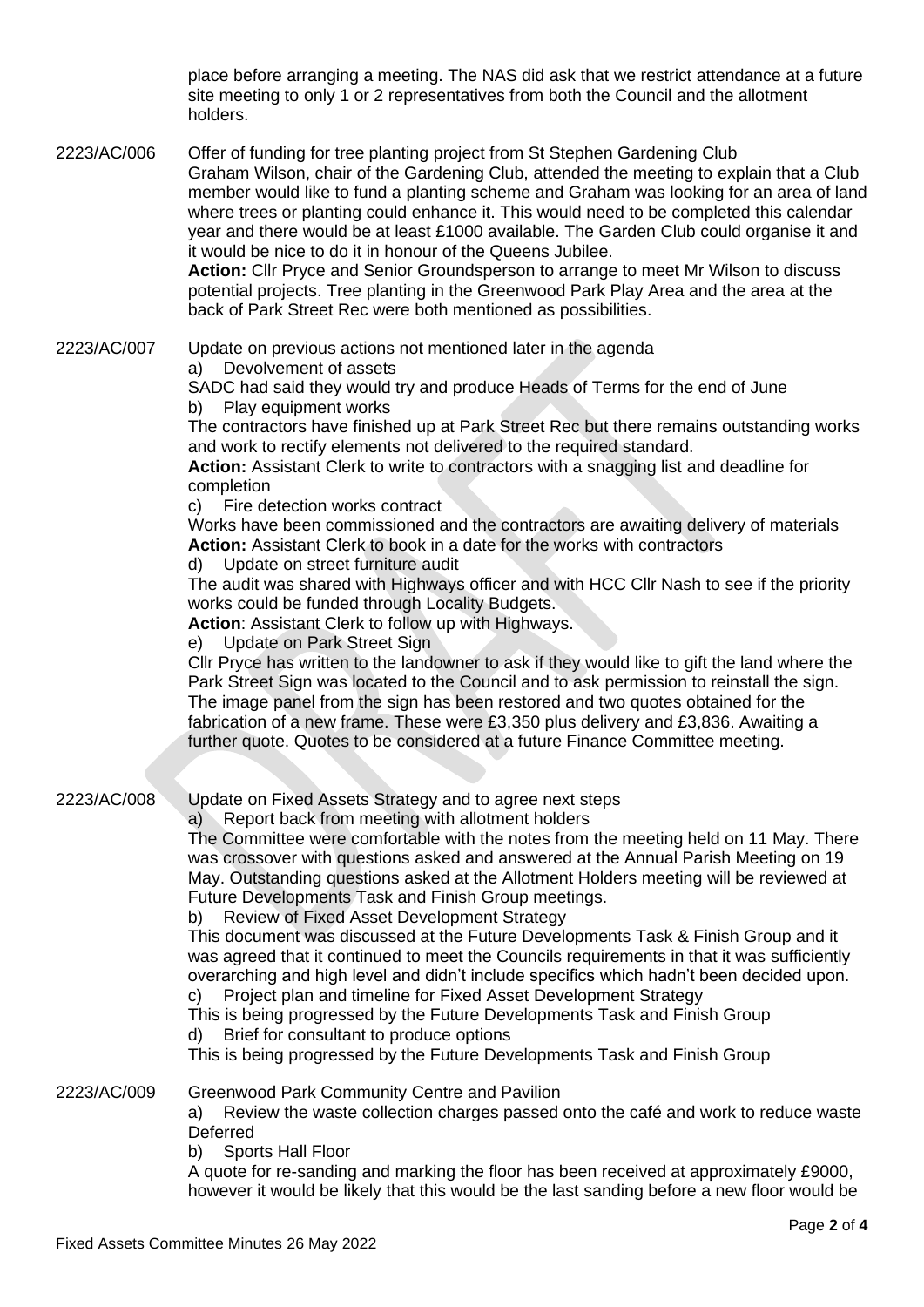place before arranging a meeting. The NAS did ask that we restrict attendance at a future site meeting to only 1 or 2 representatives from both the Council and the allotment holders.

**2223/AC/006** Offer of funding for tree planting project from St Stephen Gardening Club

Graham Wilson, chair of the Gardening Club, attended the meeting to explain that a Club member would like to fund a planting scheme and Graham was looking for an area of land where trees or planting could enhance it. This would need to be completed this calendar year and there would be at least £1000 available. The Garden Club could organise it and it would be nice to do it in honour of the Queens Jubilee.

**Action:** Cllr Pryce and Senior Groundsperson to arrange to meet Mr Wilson to discuss potential projects. Tree planting in the Greenwood Park Play Area and the area at the back of Park Street Rec were both mentioned as possibilities.

**2223/AC/007** Update on previous actions not mentioned later in the agenda

a) Devolvement of assets

SADC had said they would try and produce Heads of Terms for the end of June

b) Play equipment works

The contractors have finished up at Park Street Rec but there remains outstanding works and work to rectify elements not delivered to the required standard.

**Action:** Assistant Clerk to write to contractors with a snagging list and deadline for completion

c) Fire detection works contract

Works have been commissioned and the contractors are awaiting delivery of materials

**Action:** Assistant Clerk to book in a date for the works with contractors

d) Update on street furniture audit

The audit was shared with Highways officer and with HCC Cllr Nash to see if the priority works could be funded through Locality Budgets.

**Action**: Assistant Clerk to follow up with Highways.

e) Update on Park Street Sign

Cllr Pryce has written to the landowner to ask if they would like to gift the land where the Park Street Sign was located to the Council and to ask permission to reinstall the sign. The image panel from the sign has been restored and two quotes obtained for the fabrication of a new frame. These were £3,350 plus delivery and £3,836. Awaiting a further quote. Quotes to be considered at a future Finance Committee meeting.

**2223/AC/008** Update on Fixed Assets Strategy and to agree next steps

a) Report back from meeting with allotment holders

The Committee were comfortable with the notes from the meeting held on 11 May. There was crossover with questions asked and answered at the Annual Parish Meeting on 19 May. Outstanding questions asked at the Allotment Holders meeting will be reviewed at Future Developments Task and Finish Group meetings.

b) Review of Fixed Asset Development Strategy

This document was discussed at the Future Developments Task & Finish Group and it was agreed that it continued to meet the Councils requirements in that it was sufficiently overarching and high level and didn't include specifics which hadn't been decided upon.

c) Project plan and timeline for Fixed Asset Development Strategy

This is being progressed by the Future Developments Task and Finish Group

d) Brief for consultant to produce options

This is being progressed by the Future Developments Task and Finish Group

**2223/AC/009** Greenwood Park Community Centre and Pavilion

a) Review the waste collection charges passed onto the café and work to reduce waste

Deferred

b) Sports Hall Floor

A quote for re-sanding and marking the floor has been received at approximately £9000, however it would be likely that this would be the last sanding before a new floor would be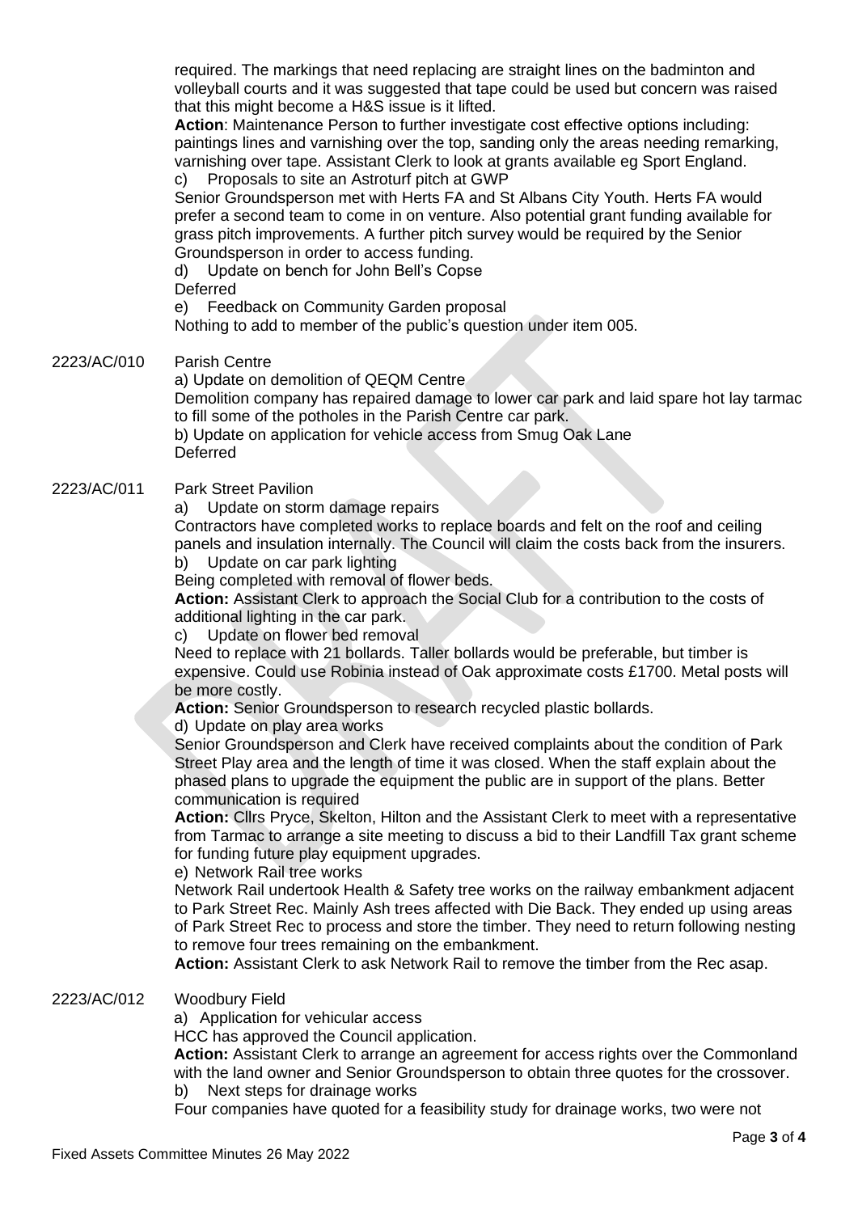required. The markings that need replacing are straight lines on the badminton and volleyball courts and it was suggested that tape could be used but concern was raised that this might become a H&S issue is it lifted.

**Action**: Maintenance Person to further investigate cost effective options including: paintings lines and varnishing over the top, sanding only the areas needing remarking, varnishing over tape. Assistant Clerk to look at grants available eg Sport England.

c) Proposals to site an Astroturf pitch at GWP

Senior Groundsperson met with Herts FA and St Albans City Youth. Herts FA would prefer a second team to come in on venture. Also potential grant funding available for grass pitch improvements. A further pitch survey would be required by the Senior Groundsperson in order to access funding.

d) Update on bench for John Bell's Copse

Deferred

e) Feedback on Community Garden proposal

Nothing to add to member of the public's question under item 005.

**2223/AC/010 Parish Centre**

a) Update on demolition of QEQM Centre

Demolition company has repaired damage to lower car park and laid spare hot lay tarmac to fill some of the potholes in the Parish Centre car park.

b) Update on application for vehicle access from Smug Oak Lane

Deferred

**2223/AC/011 Park Street Pavilion**

a) Update on storm damage repairs

Contractors have completed works to replace boards and felt on the roof and ceiling panels and insulation internally. The Council will claim the costs back from the insurers.

b) Update on car park lighting

Being completed with removal of flower beds.

**Action:** Assistant Clerk to approach the Social Club for a contribution to the costs of additional lighting in the car park.

c) Update on flower bed removal

Need to replace with 21 bollards. Taller bollards would be preferable, but timber is expensive. Could use Robinia instead of Oak approximate costs £1700. Metal posts will be more costly.

**Action:** Senior Groundsperson to research recycled plastic bollards.

d) Update on play area works

Senior Groundsperson and Clerk have received complaints about the condition of Park Street Play area and the length of time it was closed. When the staff explain about the phased plans to upgrade the equipment the public are in support of the plans. Better communication is required

**Action:** Cllrs Pryce, Skelton, Hilton and the Assistant Clerk to meet with a representative from Tarmac to arrange a site meeting to discuss a bid to their Landfill Tax grant scheme for funding future play equipment upgrades.

e) Network Rail tree works

Network Rail undertook Health & Safety tree works on the railway embankment adjacent to Park Street Rec. Mainly Ash trees affected with Die Back. They ended up using areas of Park Street Rec to process and store the timber. They need to return following nesting to remove four trees remaining on the embankment.

**Action:** Assistant Clerk to ask Network Rail to remove the timber from the Rec asap.

**2223/AC/012 Woodbury Field**

a) Application for vehicular access

HCC has approved the Council application.

**Action:** Assistant Clerk to arrange an agreement for access rights over the Commonland with the land owner and Senior Groundsperson to obtain three quotes for the crossover.

b) Next steps for drainage works

Four companies have quoted for a feasibility study for drainage works, two were not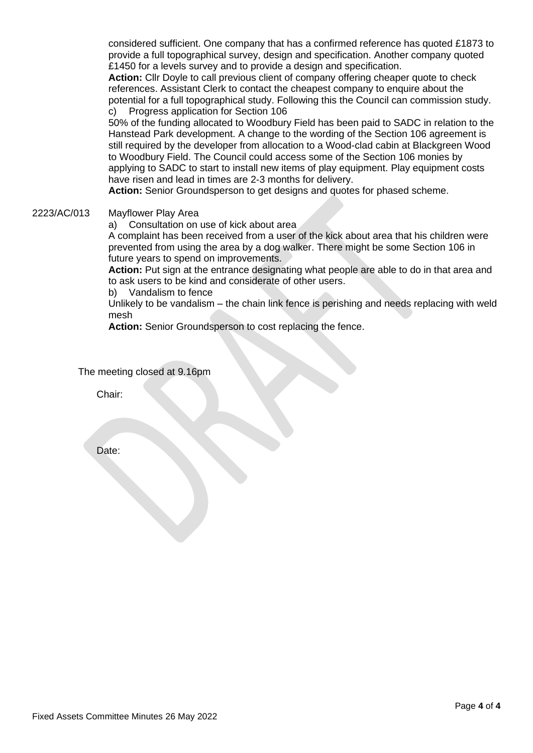considered sufficient. One company that has a confirmed reference has quoted £1873 to provide a full topographical survey, design and specification. Another company quoted £1450 for a levels survey and to provide a design and specification.

**Action:** Cllr Doyle to call previous client of company offering cheaper quote to check references. Assistant Clerk to contact the cheapest company to enquire about the potential for a full topographical study. Following this the Council can commission study.

c) Progress application for Section 106

50% of the funding allocated to Woodbury Field has been paid to SADC in relation to the Hanstead Park development. A change to the wording of the Section 106 agreement is still required by the developer from allocation to a Wood-clad cabin at Blackgreen Wood to Woodbury Field. The Council could access some of the Section 106 monies by applying to SADC to start to install new items of play equipment. Play equipment costs have risen and lead in times are 2-3 months for delivery.

**Action:** Senior Groundsperson to get designs and quotes for phased scheme.

2223/AC/013 Mayflower Play Area

a) Consultation on use of kick about area

A complaint has been received from a user of the kick about area that his children were prevented from using the area by a dog walker. There might be some Section 106 in future years to spend on improvements.

**Action:** Put sign at the entrance designating what people are able to do in that area and to ask users to be kind and considerate of other users.

b) Vandalism to fence

Unlikely to be vandalism – the chain link fence is perishing and needs replacing with weld mesh

**Action:** Senior Groundsperson to cost replacing the fence.

The meeting closed at 9.16pm

Chair:

Date: